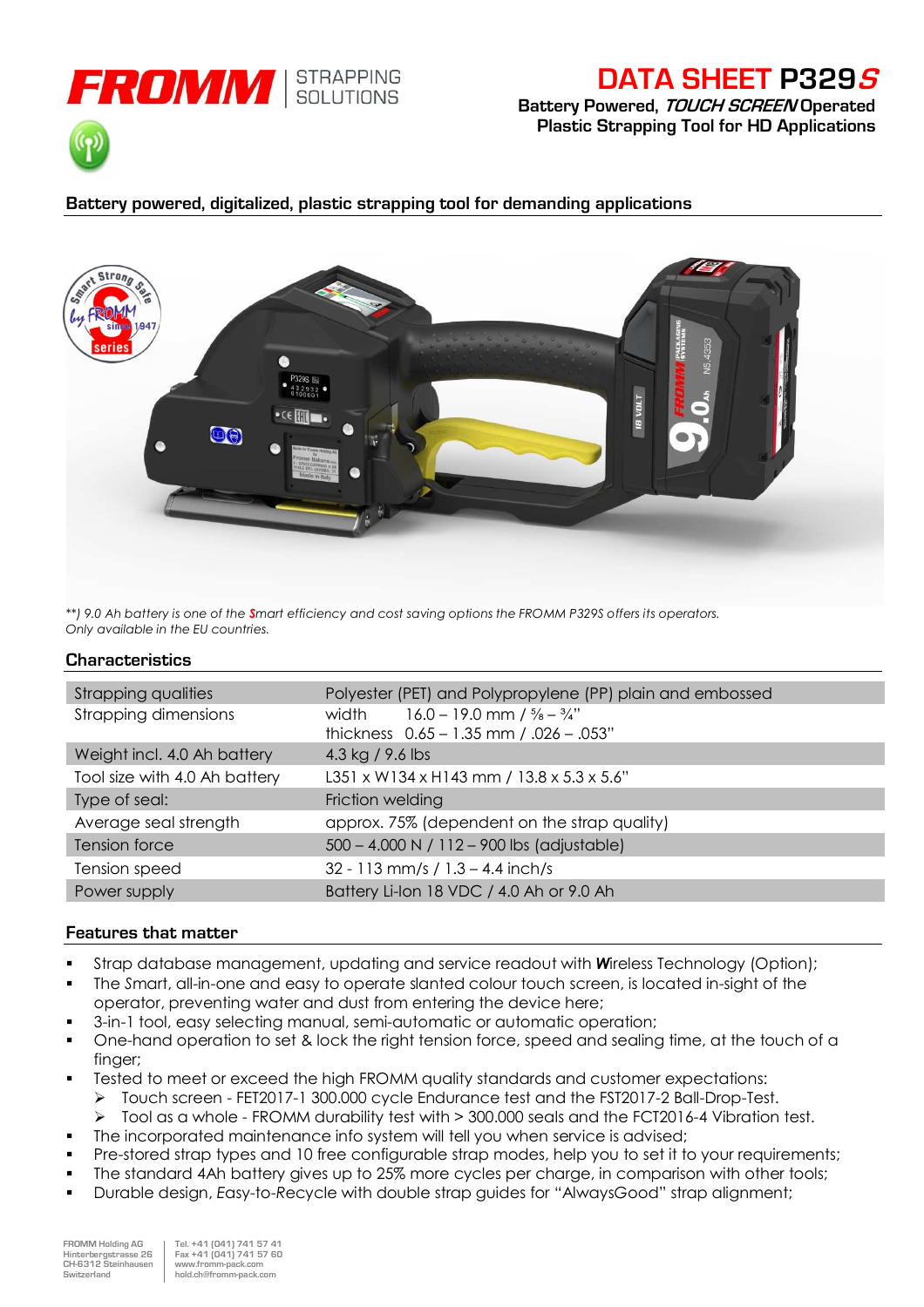# DATA SHEET P329S

**Battery Powered, *TOUCH SCREEN* Operated Plastic Strapping Tool for HD Applications**

**Battery powered, digitalized, plastic strapping tool for demanding applications**

*\*\*) 9.0 Ah battery is one of the **S**mart efficiency and cost saving options the FROMM P329S offers its operators. Only available in the EU countries.*

## Characteristics

| | |
|---|---|
| Strapping qualities | Polyester (PET) and Polypropylene (PP) plain and embossed |
| Strapping dimensions | width 16.0 – 19.0 mm / ⅝ – ¾"<br>thickness 0.65 – 1.35 mm / .026 – .053" |
| Weight incl. 4.0 Ah battery | 4.3 kg / 9.6 lbs |
| Tool size with 4.0 Ah battery | L351 x W134 x H143 mm / 13.8 x 5.3 x 5.6" |
| Type of seal: | Friction welding |
| Average seal strength | approx. 75% (dependent on the strap quality) |
| Tension force | 500 – 4.000 N / 112 – 900 lbs (adjustable) |
| Tension speed | 32 - 113 mm/s / 1.3 – 4.4 inch/s |
| Power supply | Battery Li-Ion 18 VDC / 4.0 Ah or 9.0 Ah |

## Features that matter

- Strap database management, updating and service readout with ***W***ireless Technology (Option);
- The Smart, all-in-one and easy to operate slanted colour touch screen, is located in-sight of the operator, preventing water and dust from entering the device here;
- 3-in-1 tool, easy selecting manual, semi-automatic or automatic operation;
- One-hand operation to set & lock the right tension force, speed and sealing time, at the touch of a finger;
- Tested to meet or exceed the high FROMM quality standards and customer expectations:
  - Touch screen - FET2017-1 300.000 cycle Endurance test and the FST2017-2 Ball-Drop-Test.
  - Tool as a whole - FROMM durability test with > 300.000 seals and the FCT2016-4 Vibration test.
- The incorporated maintenance info system will tell you when service is advised;
- Pre-stored strap types and 10 free configurable strap modes, help you to set it to your requirements;
- The standard 4Ah battery gives up to 25% more cycles per charge, in comparison with other tools;
- Durable design, Easy-to-Recycle with double strap guides for "AlwaysGood" strap alignment;

FROMM Holding AG
Hinterbergstrasse 26
CH-6312 Steinhausen
Switzerland

Tel. +41 (041) 741 57 41
Fax +41 (041) 741 57 60
www.fromm-pack.com
hold.ch@fromm-pack.com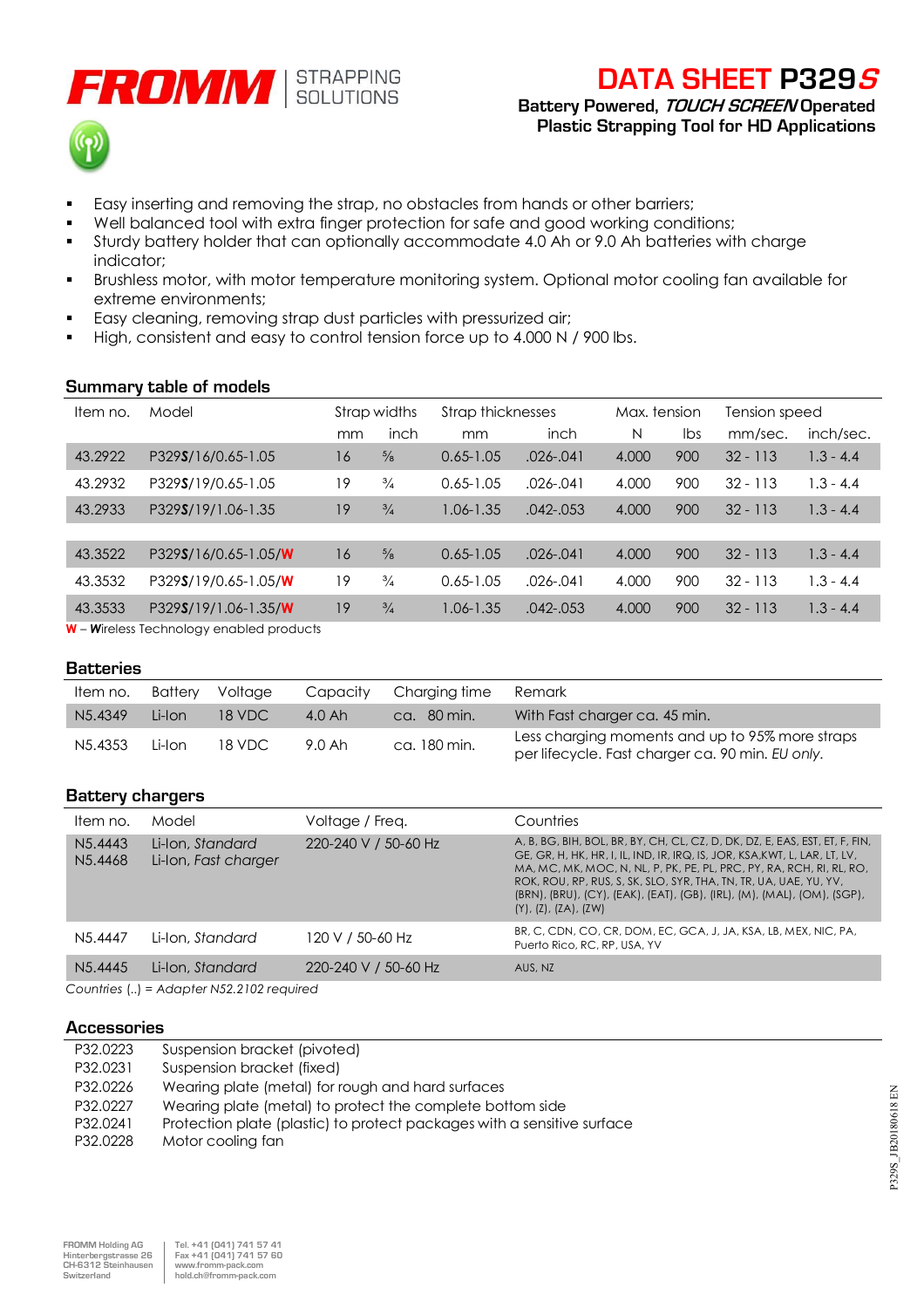# FROMM | STRAPPING SOLUTIONS

# DATA SHEET P329*S*

**Battery Powered, *TOUCH SCREEN* Operated Plastic Strapping Tool for HD Applications**

- Easy inserting and removing the strap, no obstacles from hands or other barriers;
- Well balanced tool with extra finger protection for safe and good working conditions;
- Sturdy battery holder that can optionally accommodate 4.0 Ah or 9.0 Ah batteries with charge indicator;
- Brushless motor, with motor temperature monitoring system. Optional motor cooling fan available for extreme environments;
- Easy cleaning, removing strap dust particles with pressurized air;
- High, consistent and easy to control tension force up to 4.000 N / 900 lbs.

## Summary table of models

| Item no. | Model | Strap widths | | Strap thicknesses | | Max. tension | | Tension speed | |
|---|---|---|---|---|---|---|---|---|---|
| | | mm | inch | mm | inch | N | lbs | mm/sec. | inch/sec. |
| 43.2922 | P329**S**/16/0.65-1.05 | 16 | ⅝ | 0.65-1.05 | .026-.041 | 4.000 | 900 | 32 - 113 | 1.3 - 4.4 |
| 43.2932 | P329**S**/19/0.65-1.05 | 19 | ¾ | 0.65-1.05 | .026-.041 | 4.000 | 900 | 32 - 113 | 1.3 - 4.4 |
| 43.2933 | P329**S**/19/1.06-1.35 | 19 | ¾ | 1.06-1.35 | .042-.053 | 4.000 | 900 | 32 - 113 | 1.3 - 4.4 |
| 43.3522 | P329**S**/16/0.65-1.05/**W** | 16 | ⅝ | 0.65-1.05 | .026-.041 | 4.000 | 900 | 32 - 113 | 1.3 - 4.4 |
| 43.3532 | P329**S**/19/0.65-1.05/**W** | 19 | ¾ | 0.65-1.05 | .026-.041 | 4.000 | 900 | 32 - 113 | 1.3 - 4.4 |
| 43.3533 | P329**S**/19/1.06-1.35/**W** | 19 | ¾ | 1.06-1.35 | .042-.053 | 4.000 | 900 | 32 - 113 | 1.3 - 4.4 |

**W** – **W**ireless Technology enabled products

## Batteries

| Item no. | Battery | Voltage | Capacity | Charging time | Remark |
|---|---|---|---|---|---|
| N5.4349 | Li-Ion | 18 VDC | 4.0 Ah | ca. 80 min. | With Fast charger ca. 45 min. |
| N5.4353 | Li-Ion | 18 VDC | 9.0 Ah | ca. 180 min. | Less charging moments and up to 95% more straps per lifecycle. Fast charger ca. 90 min. *EU only*. |

## Battery chargers

| Item no. | Model | Voltage / Freq. | Countries |
|---|---|---|---|
| N5.4443<br>N5.4468 | Li-Ion, *Standard*<br>Li-Ion, *Fast charger* | 220-240 V / 50-60 Hz | A, B, BG, BIH, BOL, BR, BY, CH, CL, CZ, D, DK, DZ, E, EAS, EST, ET, F, FIN, GE, GR, H, HK, HR, I, IL, IND, IR, IRQ, IS, JOR, KSA,KWT, L, LAR, LT, LV, MA, MC, MK, MOC, N, NL, P, PK, PE, PL, PRC, PY, RA, RCH, RI, RL, RO, ROK, ROU, RP, RUS, S, SK, SLO, SYR, THA, TN, TR, UA, UAE, YU, YV, (BRN), (BRU), (CY), (EAK), (EAT), (GB), (IRL), (M), (MAL), (OM), (SGP), (Y), (Z), (ZA), (ZW) |
| N5.4447 | Li-Ion, *Standard* | 120 V / 50-60 Hz | BR, C, CDN, CO, CR, DOM, EC, GCA, J, JA, KSA, LB, MEX, NIC, PA, Puerto Rico, RC, RP, USA, YV |
| N5.4445 | Li-Ion, *Standard* | 220-240 V / 50-60 Hz | AUS, NZ |

*Countries (..) = Adapter N52.2102 required*

## Accessories

| | |
|---|---|
| P32.0223 | Suspension bracket (pivoted) |
| P32.0231 | Suspension bracket (fixed) |
| P32.0226 | Wearing plate (metal) for rough and hard surfaces |
| P32.0227 | Wearing plate (metal) to protect the complete bottom side |
| P32.0241 | Protection plate (plastic) to protect packages with a sensitive surface |
| P32.0228 | Motor cooling fan |

P329S_JB20180618 EN

FROMM Holding AG
Hinterbergstrasse 26
CH-6312 Steinhausen
Switzerland

Tel. +41 (041) 741 57 41
Fax +41 (041) 741 57 60
www.fromm-pack.com
hold.ch@fromm-pack.com